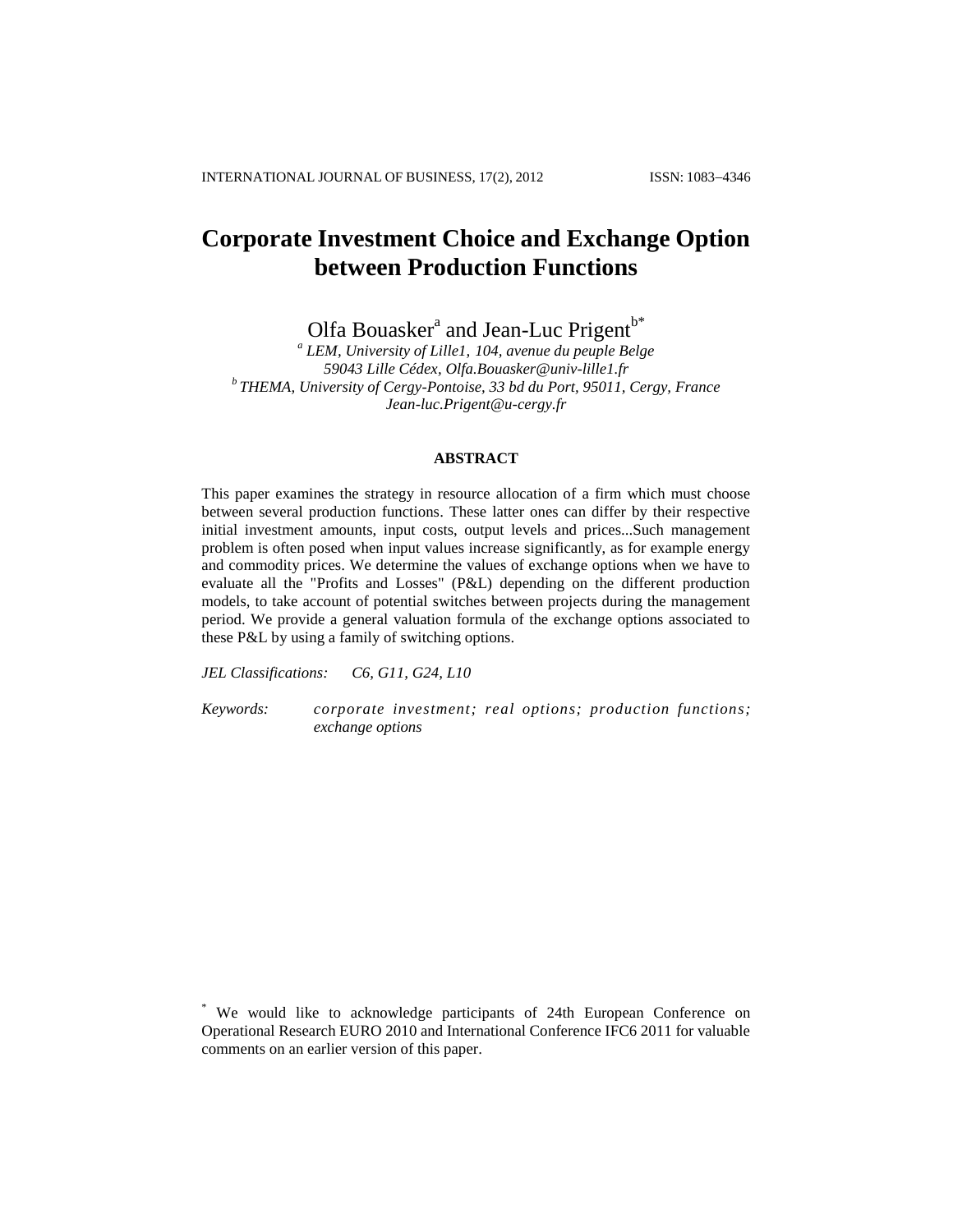# Corporate Investment Choice and Exchange Option between Production Functions

Olfa Bouasker[a] and Jean-Luc Prigent[b*]

[a] *LEM, University of Lille1, 104, avenue du peuple Belge 59043 Lille Cédex, Olfa.Bouasker@univ-lille1.fr*

[b] *THEMA, University of Cergy-Pontoise, 33 bd du Port, 95011, Cergy, France Jean-luc.Prigent@u-cergy.fr*

## ABSTRACT

This paper examines the strategy in resource allocation of a firm which must choose between several production functions. These latter ones can differ by their respective initial investment amounts, input costs, output levels and prices...Such management problem is often posed when input values increase significantly, as for example energy and commodity prices. We determine the values of exchange options when we have to evaluate all the "Profits and Losses" (P&L) depending on the different production models, to take account of potential switches between projects during the management period. We provide a general valuation formula of the exchange options associated to these P&L by using a family of switching options.

*JEL Classifications:* *C6, G11, G24, L10*

*Keywords:* *corporate investment; real options; production functions; exchange options*

[*] We would like to acknowledge participants of 24th European Conference on Operational Research EURO 2010 and International Conference IFC6 2011 for valuable comments on an earlier version of this paper.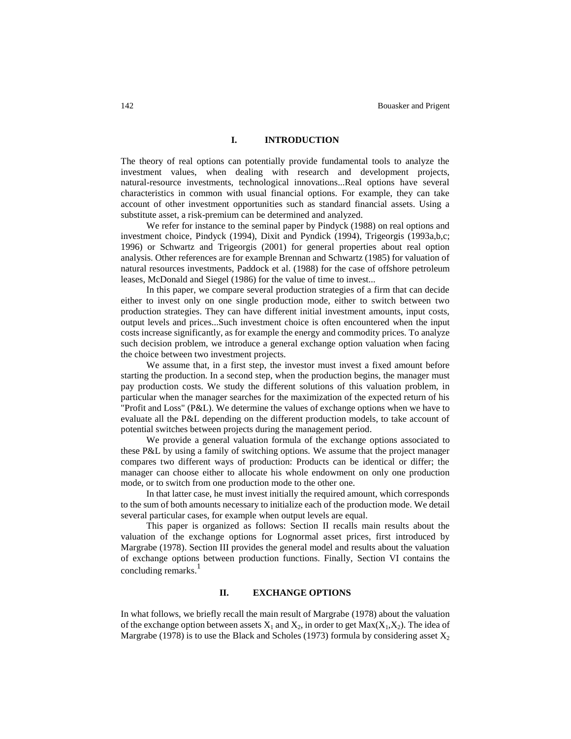## I. INTRODUCTION

The theory of real options can potentially provide fundamental tools to analyze the investment values, when dealing with research and development projects, natural-resource investments, technological innovations...Real options have several characteristics in common with usual financial options. For example, they can take account of other investment opportunities such as standard financial assets. Using a substitute asset, a risk-premium can be determined and analyzed.

We refer for instance to the seminal paper by Pindyck (1988) on real options and investment choice, Pindyck (1994), Dixit and Pyndick (1994), Trigeorgis (1993a,b,c; 1996) or Schwartz and Trigeorgis (2001) for general properties about real option analysis. Other references are for example Brennan and Schwartz (1985) for valuation of natural resources investments, Paddock et al. (1988) for the case of offshore petroleum leases, McDonald and Siegel (1986) for the value of time to invest...

In this paper, we compare several production strategies of a firm that can decide either to invest only on one single production mode, either to switch between two production strategies. They can have different initial investment amounts, input costs, output levels and prices...Such investment choice is often encountered when the input costs increase significantly, as for example the energy and commodity prices. To analyze such decision problem, we introduce a general exchange option valuation when facing the choice between two investment projects.

We assume that, in a first step, the investor must invest a fixed amount before starting the production. In a second step, when the production begins, the manager must pay production costs. We study the different solutions of this valuation problem, in particular when the manager searches for the maximization of the expected return of his "Profit and Loss" (P&L). We determine the values of exchange options when we have to evaluate all the P&L depending on the different production models, to take account of potential switches between projects during the management period.

We provide a general valuation formula of the exchange options associated to these P&L by using a family of switching options. We assume that the project manager compares two different ways of production: Products can be identical or differ; the manager can choose either to allocate his whole endowment on only one production mode, or to switch from one production mode to the other one.

In that latter case, he must invest initially the required amount, which corresponds to the sum of both amounts necessary to initialize each of the production mode. We detail several particular cases, for example when output levels are equal.

This paper is organized as follows: Section II recalls main results about the valuation of the exchange options for Lognormal asset prices, first introduced by Margrabe (1978). Section III provides the general model and results about the valuation of exchange options between production functions. Finally, Section VI contains the concluding remarks.[1]

## II. EXCHANGE OPTIONS

In what follows, we briefly recall the main result of Margrabe (1978) about the valuation of the exchange option between assets $X_1$ and $X_2$, in order to get $\text{Max}(X_1,X_2)$. The idea of Margrabe (1978) is to use the Black and Scholes (1973) formula by considering asset $X_2$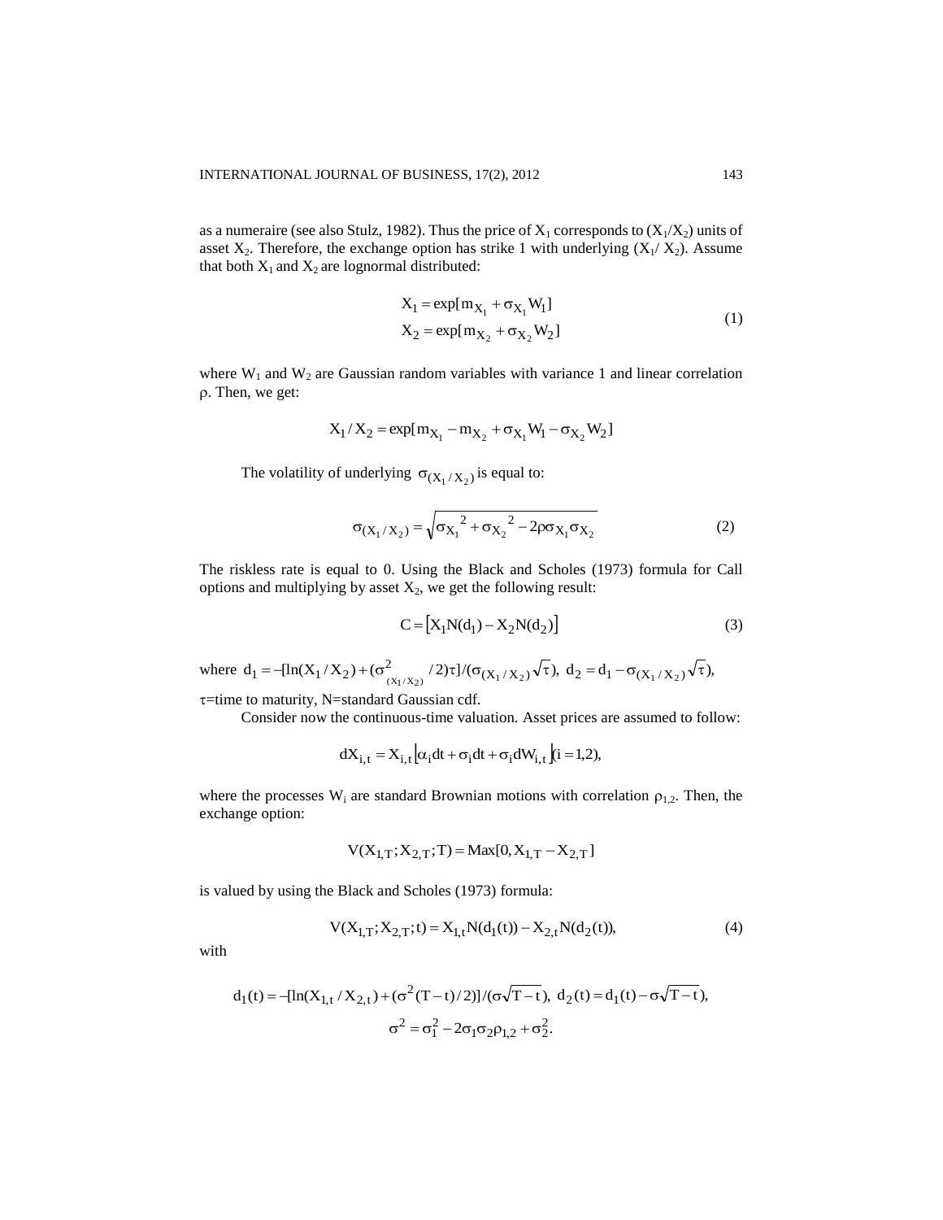as a numeraire (see also Stulz, 1982). Thus the price of $X_1$ corresponds to $(X_1/X_2)$ units of asset $X_2$. Therefore, the exchange option has strike 1 with underlying $(X_1/X_2)$. Assume that both $X_1$ and $X_2$ are lognormal distributed:

$$\begin{aligned} X_1 &= \exp[m_{X_1} + \sigma_{X_1} W_1] \\ X_2 &= \exp[m_{X_2} + \sigma_{X_2} W_2] \end{aligned} \tag{1}$$

where $W_1$ and $W_2$ are Gaussian random variables with variance 1 and linear correlation $\rho$. Then, we get:

$$X_1 / X_2 = \exp[m_{X_1} - m_{X_2} + \sigma_{X_1} W_1 - \sigma_{X_2} W_2]$$

The volatility of underlying $\sigma_{(X_1/X_2)}$ is equal to:

$$\sigma_{(X_1/X_2)} = \sqrt{\sigma_{X_1}{}^2 + \sigma_{X_2}{}^2 - 2\rho\sigma_{X_1}\sigma_{X_2}} \tag{2}$$

The riskless rate is equal to 0. Using the Black and Scholes (1973) formula for Call options and multiplying by asset $X_2$, we get the following result:

$$C = \left[X_1 N(d_1) - X_2 N(d_2)\right] \tag{3}$$

where $d_1 = -[\ln(X_1/X_2) + (\sigma^2_{(X_1/X_2)}/2)\tau]/(\sigma_{(X_1/X_2)}\sqrt{\tau}),\ d_2 = d_1 - \sigma_{(X_1/X_2)}\sqrt{\tau}),$

$\tau$=time to maturity, N=standard Gaussian cdf.

Consider now the continuous-time valuation. Asset prices are assumed to follow:

$$dX_{i,t} = X_{i,t}\left[\alpha_i dt + \sigma_i dt + \sigma_i dW_{i,t}\right](i = 1,2),$$

where the processes $W_i$ are standard Brownian motions with correlation $\rho_{1,2}$. Then, the exchange option:

$$V(X_{1,T}; X_{2,T}; T) = \text{Max}[0, X_{1,T} - X_{2,T}]$$

is valued by using the Black and Scholes (1973) formula:

$$V(X_{1,T}; X_{2,T}; t) = X_{1,t} N(d_1(t)) - X_{2,t} N(d_2(t)), \tag{4}$$

with

$$d_1(t) = -[\ln(X_{1,t}/X_{2,t}) + (\sigma^2 (T-t)/2)]/(\sigma\sqrt{T-t}),\ d_2(t) = d_1(t) - \sigma\sqrt{T-t}),$$

$$\sigma^2 = \sigma_1^2 - 2\sigma_1\sigma_2\rho_{1,2} + \sigma_2^2.$$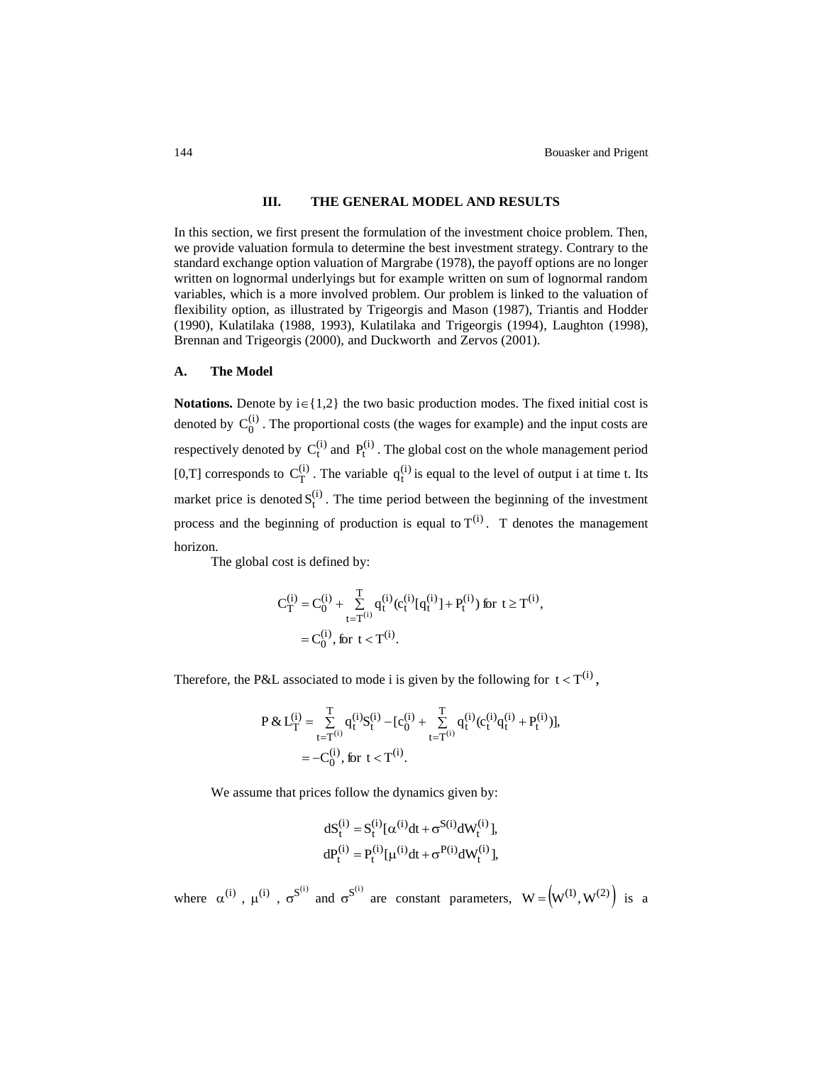## III. THE GENERAL MODEL AND RESULTS

In this section, we first present the formulation of the investment choice problem. Then, we provide valuation formula to determine the best investment strategy. Contrary to the standard exchange option valuation of Margrabe (1978), the payoff options are no longer written on lognormal underlyings but for example written on sum of lognormal random variables, which is a more involved problem. Our problem is linked to the valuation of flexibility option, as illustrated by Trigeorgis and Mason (1987), Triantis and Hodder (1990), Kulatilaka (1988, 1993), Kulatilaka and Trigeorgis (1994), Laughton (1998), Brennan and Trigeorgis (2000), and Duckworth and Zervos (2001).

### A. The Model

**Notations.** Denote by $i \in \{1,2\}$ the two basic production modes. The fixed initial cost is denoted by $C_0^{(i)}$. The proportional costs (the wages for example) and the input costs are respectively denoted by $C_t^{(i)}$ and $P_t^{(i)}$. The global cost on the whole management period [0,T] corresponds to $C_T^{(i)}$. The variable $q_t^{(i)}$ is equal to the level of output i at time t. Its market price is denoted $S_t^{(i)}$. The time period between the beginning of the investment process and the beginning of production is equal to $T^{(i)}$. T denotes the management horizon.

The global cost is defined by:

$$
\begin{aligned}
C_T^{(i)} &= C_0^{(i)} + \sum_{t=T^{(i)}}^{T} q_t^{(i)} (c_t^{(i)}[q_t^{(i)}] + P_t^{(i)}) \text{ for } t \geq T^{(i)}, \\
&= C_0^{(i)}, \text{ for } t < T^{(i)}.
\end{aligned}
$$

Therefore, the P&L associated to mode i is given by the following for $t < T^{(i)}$,

$$
\begin{aligned}
P\,\&\,L_T^{(i)} &= \sum_{t=T^{(i)}}^{T} q_t^{(i)} S_t^{(i)} - [c_0^{(i)} + \sum_{t=T^{(i)}}^{T} q_t^{(i)} (c_t^{(i)} q_t^{(i)} + P_t^{(i)})], \\
&= -C_0^{(i)}, \text{ for } t < T^{(i)}.
\end{aligned}
$$

We assume that prices follow the dynamics given by:

$$
\begin{aligned}
dS_t^{(i)} &= S_t^{(i)} [\alpha^{(i)} dt + \sigma^{S(i)} dW_t^{(i)}], \\
dP_t^{(i)} &= P_t^{(i)} [\mu^{(i)} dt + \sigma^{P(i)} dW_t^{(i)}],
\end{aligned}
$$

where $\alpha^{(i)}$, $\mu^{(i)}$, $\sigma^{S^{(i)}}$ and $\sigma^{S^{(i)}}$ are constant parameters, $W = \left(W^{(1)}, W^{(2)}\right)$ is a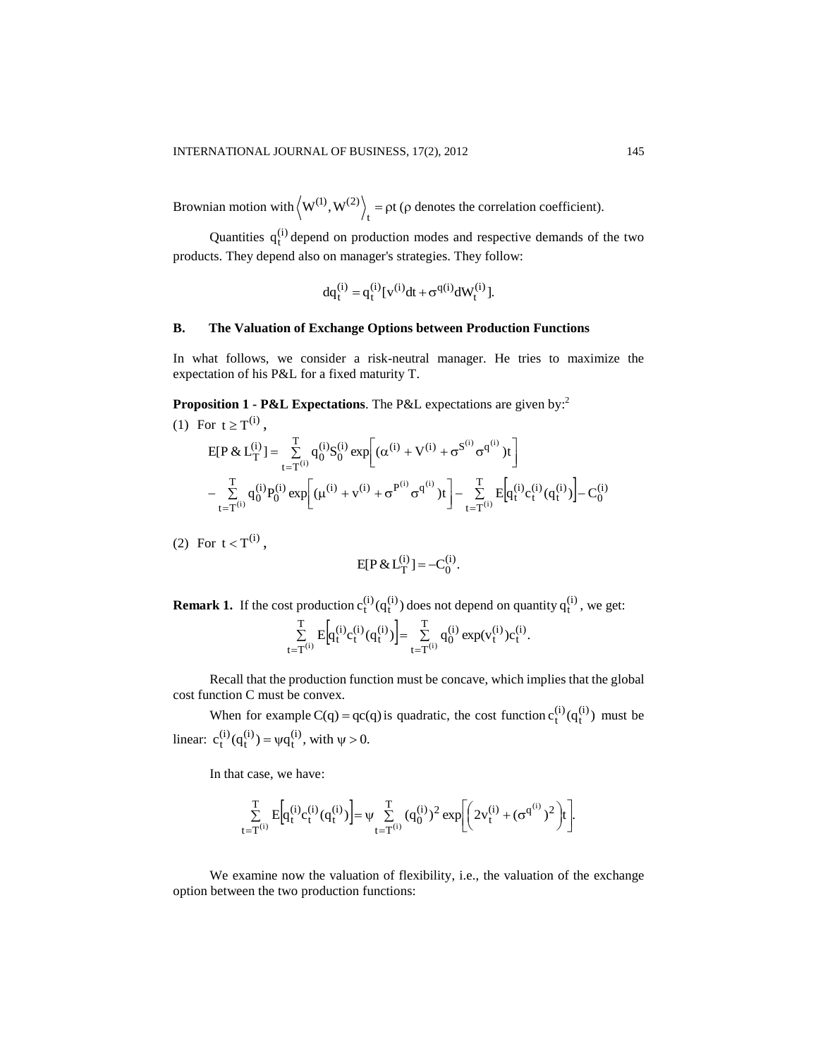Brownian motion with $\left\langle W^{(1)}, W^{(2)} \right\rangle_t = \rho t$ ($\rho$ denotes the correlation coefficient).

Quantities $q_t^{(i)}$ depend on production modes and respective demands of the two products. They depend also on manager's strategies. They follow:

$$dq_t^{(i)} = q_t^{(i)}[v^{(i)}dt + \sigma^{q(i)}dW_t^{(i)}].$$

### B. The Valuation of Exchange Options between Production Functions

In what follows, we consider a risk-neutral manager. He tries to maximize the expectation of his P&L for a fixed maturity T.

**Proposition 1 - P&L Expectations**. The P&L expectations are given by:[2]

(1) For $t \geq T^{(i)}$,

$$E[P\,\&\,L_T^{(i)}] = \sum_{t=T^{(i)}}^{T} q_0^{(i)} S_0^{(i)} \exp\left[ (\alpha^{(i)} + V^{(i)} + \sigma^{S^{(i)}} \sigma^{q^{(i)}})t \right]$$
$$- \sum_{t=T^{(i)}}^{T} q_0^{(i)} P_0^{(i)} \exp\left[ (\mu^{(i)} + v^{(i)} + \sigma^{P^{(i)}} \sigma^{q^{(i)}})t \right] - \sum_{t=T^{(i)}}^{T} E\left[ q_t^{(i)} c_t^{(i)} (q_t^{(i)}) \right] - C_0^{(i)}$$

(2) For $t < T^{(i)}$,

$$E[P\,\&\,L_T^{(i)}] = -C_0^{(i)}.$$

**Remark 1.** If the cost production $c_t^{(i)}(q_t^{(i)})$ does not depend on quantity $q_t^{(i)}$, we get:

$$\sum_{t=T^{(i)}}^{T} E\left[ q_t^{(i)} c_t^{(i)} (q_t^{(i)}) \right] = \sum_{t=T^{(i)}}^{T} q_0^{(i)} \exp(v_t^{(i)}) c_t^{(i)}.$$

Recall that the production function must be concave, which implies that the global cost function C must be convex.

When for example $C(q) = qc(q)$ is quadratic, the cost function $c_t^{(i)}(q_t^{(i)})$ must be linear: $c_t^{(i)}(q_t^{(i)}) = \psi q_t^{(i)}$, with $\psi > 0$.

In that case, we have:

$$\sum_{t=T^{(i)}}^{T} E\left[ q_t^{(i)} c_t^{(i)} (q_t^{(i)}) \right] = \psi \sum_{t=T^{(i)}}^{T} (q_0^{(i)})^2 \exp\left[ \left( 2v_t^{(i)} + (\sigma^{q^{(i)}})^2 \right) t \right].$$

We examine now the valuation of flexibility, i.e., the valuation of the exchange option between the two production functions: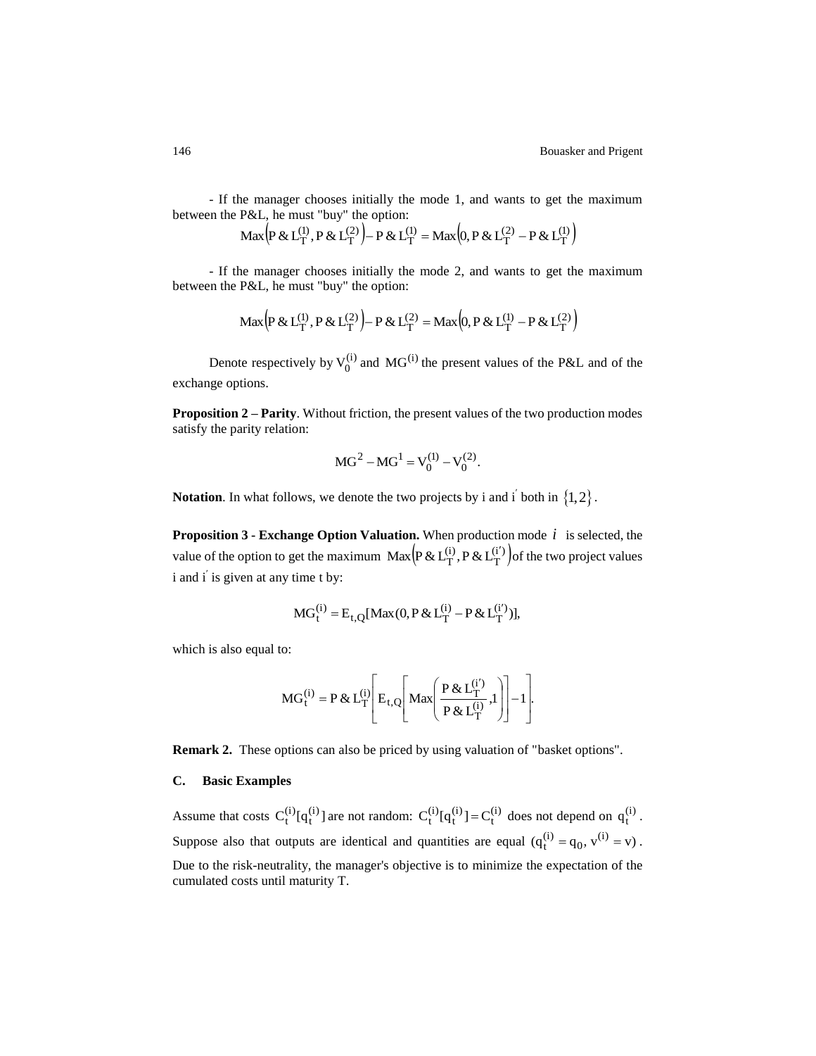- If the manager chooses initially the mode 1, and wants to get the maximum between the P&L, he must "buy" the option:

$$\text{Max}\left(\text{P}\,\&\,\text{L}_T^{(1)}, \text{P}\,\&\,\text{L}_T^{(2)}\right) - \text{P}\,\&\,\text{L}_T^{(1)} = \text{Max}\left(0, \text{P}\,\&\,\text{L}_T^{(2)} - \text{P}\,\&\,\text{L}_T^{(1)}\right)$$

- If the manager chooses initially the mode 2, and wants to get the maximum between the P&L, he must "buy" the option:

$$\text{Max}\left(\text{P}\,\&\,\text{L}_T^{(1)}, \text{P}\,\&\,\text{L}_T^{(2)}\right) - \text{P}\,\&\,\text{L}_T^{(2)} = \text{Max}\left(0, \text{P}\,\&\,\text{L}_T^{(1)} - \text{P}\,\&\,\text{L}_T^{(2)}\right)$$

Denote respectively by $V_0^{(i)}$ and $MG^{(i)}$ the present values of the P&L and of the exchange options.

**Proposition 2 – Parity**. Without friction, the present values of the two production modes satisfy the parity relation:

$$MG^2 - MG^1 = V_0^{(1)} - V_0^{(2)}.$$

**Notation**. In what follows, we denote the two projects by i and $i'$ both in $\{1,2\}$.

**Proposition 3 - Exchange Option Valuation.** When production mode $i$ is selected, the value of the option to get the maximum $\text{Max}\left(\text{P}\,\&\,\text{L}_T^{(i)}, \text{P}\,\&\,\text{L}_T^{(i')}\right)$ of the two project values i and $i'$ is given at any time t by:

$$MG_t^{(i)} = E_{t,Q}[\text{Max}(0, \text{P}\,\&\,\text{L}_T^{(i)} - \text{P}\,\&\,\text{L}_T^{(i')})],$$

which is also equal to:

$$MG_t^{(i)} = \text{P}\,\&\,\text{L}_T^{(i)}\left[E_{t,Q}\left[\text{Max}\left(\frac{\text{P}\,\&\,\text{L}_T^{(i')}}{\text{P}\,\&\,\text{L}_T^{(i)}}, 1\right)\right] - 1\right].$$

**Remark 2.** These options can also be priced by using valuation of "basket options".

### C. Basic Examples

Assume that costs $C_t^{(i)}[q_t^{(i)}]$ are not random: $C_t^{(i)}[q_t^{(i)}] = C_t^{(i)}$ does not depend on $q_t^{(i)}$. Suppose also that outputs are identical and quantities are equal $(q_t^{(i)} = q_0, v^{(i)} = v)$. Due to the risk-neutrality, the manager's objective is to minimize the expectation of the cumulated costs until maturity T.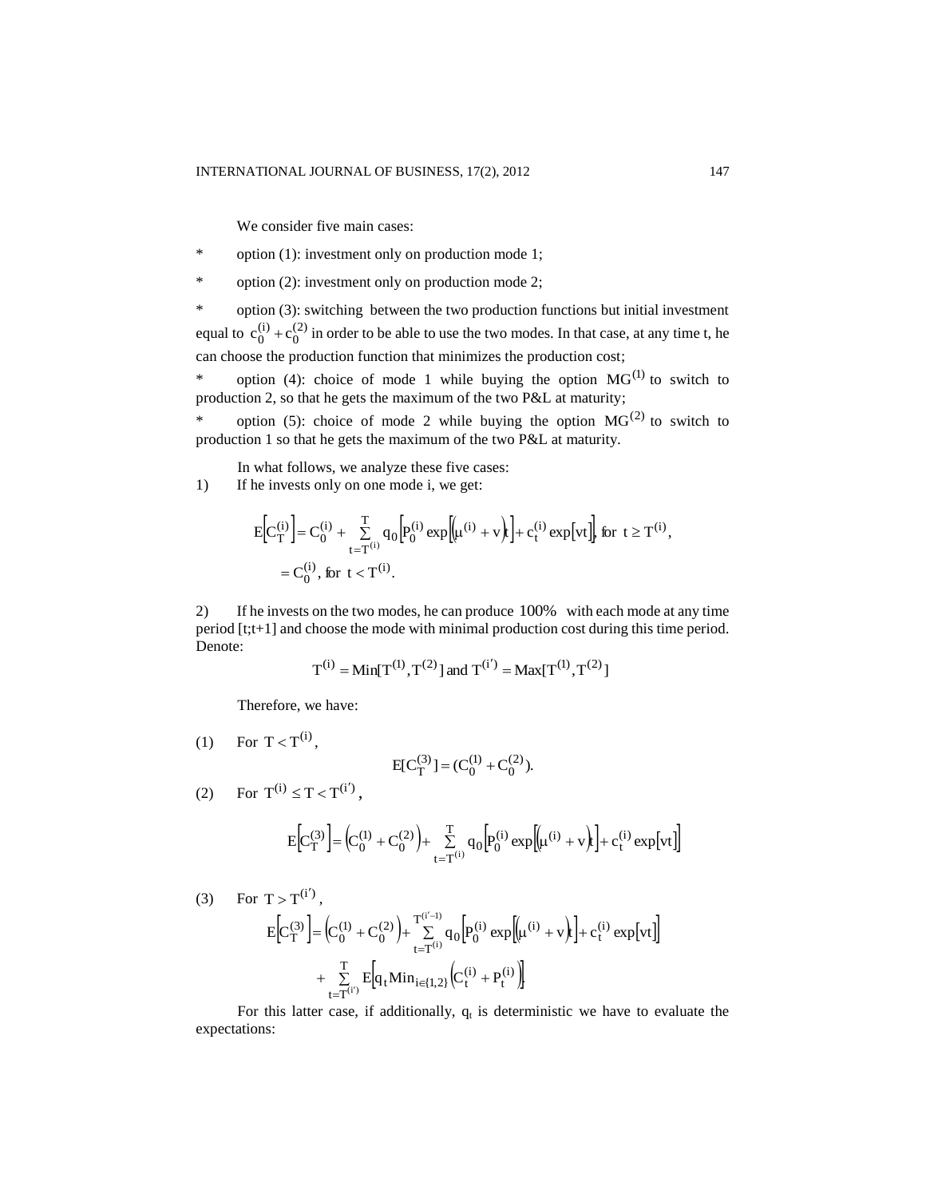We consider five main cases:

* option (1): investment only on production mode 1;

* option (2): investment only on production mode 2;

* option (3): switching between the two production functions but initial investment equal to $c_0^{(i)} + c_0^{(2)}$ in order to be able to use the two modes. In that case, at any time t, he can choose the production function that minimizes the production cost;

* option (4): choice of mode 1 while buying the option $MG^{(1)}$ to switch to production 2, so that he gets the maximum of the two P&L at maturity;

* option (5): choice of mode 2 while buying the option $MG^{(2)}$ to switch to production 1 so that he gets the maximum of the two P&L at maturity.

In what follows, we analyze these five cases:

1) If he invests only on one mode i, we get:

$$E\left[C_T^{(i)}\right] = C_0^{(i)} + \sum_{t=T^{(i)}}^{T} q_0 \left[P_0^{(i)} \exp\left[\left(\mu^{(i)} + v\right)t\right] + c_t^{(i)} \exp[vt]\right], \text{ for } t \geq T^{(i)},$$

$$= C_0^{(i)}, \text{ for } t < T^{(i)}.$$

2) If he invests on the two modes, he can produce 100% with each mode at any time period [t;t+1] and choose the mode with minimal production cost during this time period. Denote:

$$T^{(i)} = \text{Min}[T^{(1)}, T^{(2)}] \text{ and } T^{(i')} = \text{Max}[T^{(1)}, T^{(2)}]$$

Therefore, we have:

(1) For $T < T^{(i)}$,

$$E[C_T^{(3)}] = (C_0^{(1)} + C_0^{(2)}).$$

(2) For $T^{(i)} \leq T < T^{(i')}$,

$$E\left[C_T^{(3)}\right] = \left(C_0^{(1)} + C_0^{(2)}\right) + \sum_{t=T^{(i)}}^{T} q_0 \left[P_0^{(i)} \exp\left[\left(\mu^{(i)} + v\right)t\right] + c_t^{(i)} \exp[vt]\right]$$

(3) For $T > T^{(i')}$,

$$E\left[C_T^{(3)}\right] = \left(C_0^{(1)} + C_0^{(2)}\right) + \sum_{t=T^{(i)}}^{T^{(i'-1)}} q_0 \left[P_0^{(i)} \exp\left[\left(\mu^{(i)} + v\right)t\right] + c_t^{(i)} \exp[vt]\right]$$

$$+ \sum_{t=T^{(i')}}^{T} E\left[q_t \text{Min}_{i \in \{1,2\}} \left(C_t^{(i)} + P_t^{(i)}\right)\right]$$

For this latter case, if additionally, $q_t$ is deterministic we have to evaluate the expectations: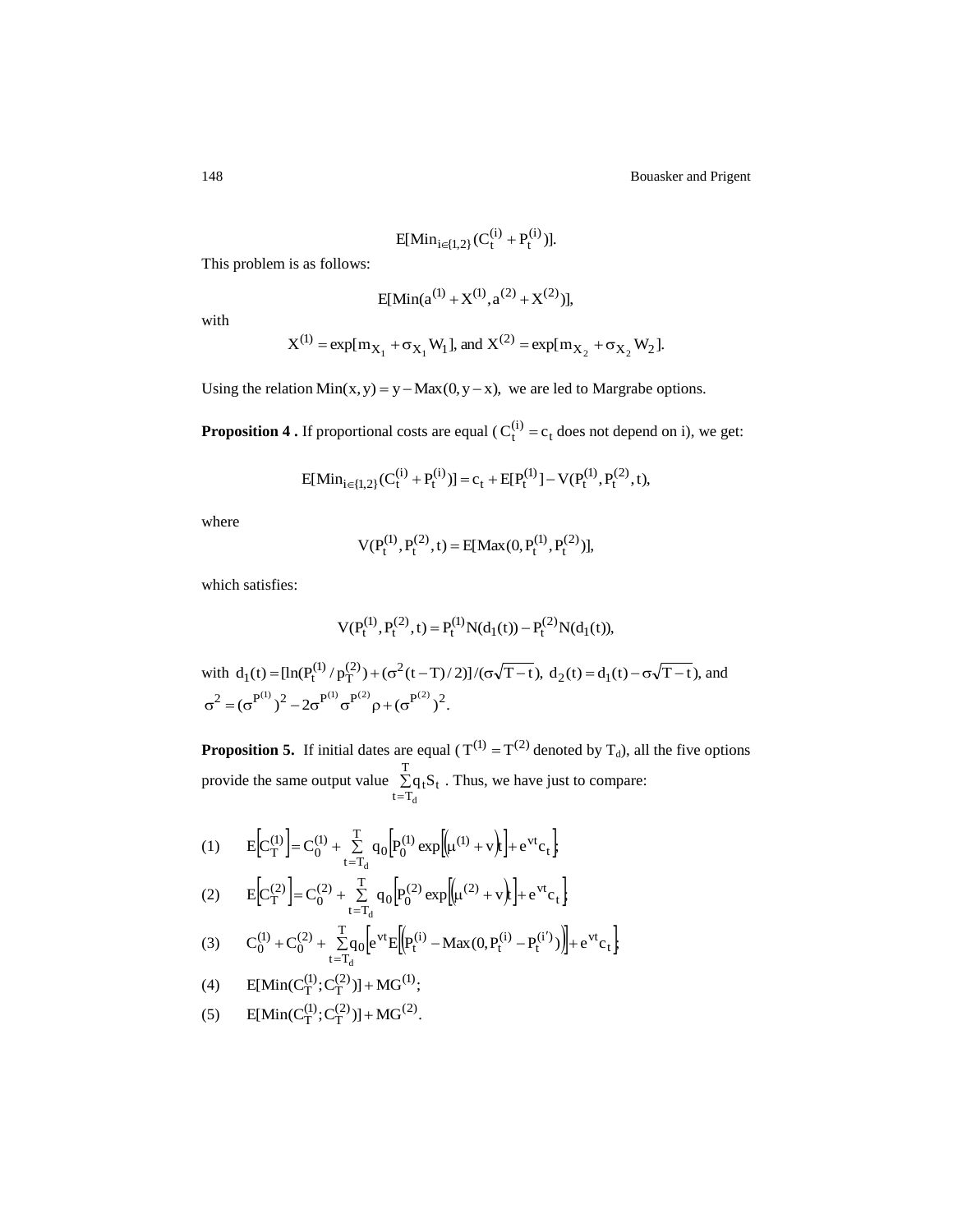$$E[\mathrm{Min}_{i\in\{1,2\}}(C_t^{(i)} + P_t^{(i)})].$$

This problem is as follows:

$$E[\mathrm{Min}(a^{(1)} + X^{(1)}, a^{(2)} + X^{(2)})],$$

with

$$X^{(1)} = \exp[m_{X_1} + \sigma_{X_1} W_1], \text{ and } X^{(2)} = \exp[m_{X_2} + \sigma_{X_2} W_2].$$

Using the relation $\mathrm{Min}(x, y) = y - \mathrm{Max}(0, y - x)$, we are led to Margrabe options.

**Proposition 4 .** If proportional costs are equal ( $C_t^{(i)} = c_t$ does not depend on i), we get:

$$E[\mathrm{Min}_{i\in\{1,2\}}(C_t^{(i)} + P_t^{(i)})] = c_t + E[P_t^{(1)}] - V(P_t^{(1)}, P_t^{(2)}, t),$$

where

$$V(P_t^{(1)}, P_t^{(2)}, t) = E[\mathrm{Max}(0, P_t^{(1)}, P_t^{(2)})],$$

which satisfies:

$$V(P_t^{(1)}, P_t^{(2)}, t) = P_t^{(1)} N(d_1(t)) - P_t^{(2)} N(d_1(t)),$$

with $d_1(t) = [\ln(P_t^{(1)} / p_T^{(2)}) + (\sigma^2 (t - T)/2)]/(\sigma\sqrt{T - t}),\ d_2(t) = d_1(t) - \sigma\sqrt{T - t}),$ and $\sigma^2 = (\sigma^{P^{(1)}})^2 - 2\sigma^{P^{(1)}}\sigma^{P^{(2)}}\rho + (\sigma^{P^{(2)}})^2.$

**Proposition 5.** If initial dates are equal ( $T^{(1)} = T^{(2)}$ denoted by $T_d$), all the five options provide the same output value $\sum_{t=T_d}^{T} q_t S_t$ . Thus, we have just to compare:

(1) $$E\left[C_T^{(1)}\right] = C_0^{(1)} + \sum_{t=T_d}^{T} q_0 \left[P_0^{(1)} \exp\left[\left(\mu^{(1)} + v\right)t\right] + e^{vt} c_t\right];$$

(2) $$E\left[C_T^{(2)}\right] = C_0^{(2)} + \sum_{t=T_d}^{T} q_0 \left[P_0^{(2)} \exp\left[\left(\mu^{(2)} + v\right)t\right] + e^{vt} c_t\right];$$

(3) $$C_0^{(1)} + C_0^{(2)} + \sum_{t=T_d}^{T} q_0 \left[e^{vt} E\left[\left(P_t^{(i)} - \mathrm{Max}(0, P_t^{(i)} - P_t^{(i')})\right)\right] + e^{vt} c_t\right];$$

(4) $$E[\mathrm{Min}(C_T^{(1)}; C_T^{(2)})] + MG^{(1)};$$

(5) $$E[\mathrm{Min}(C_T^{(1)}; C_T^{(2)})] + MG^{(2)}.$$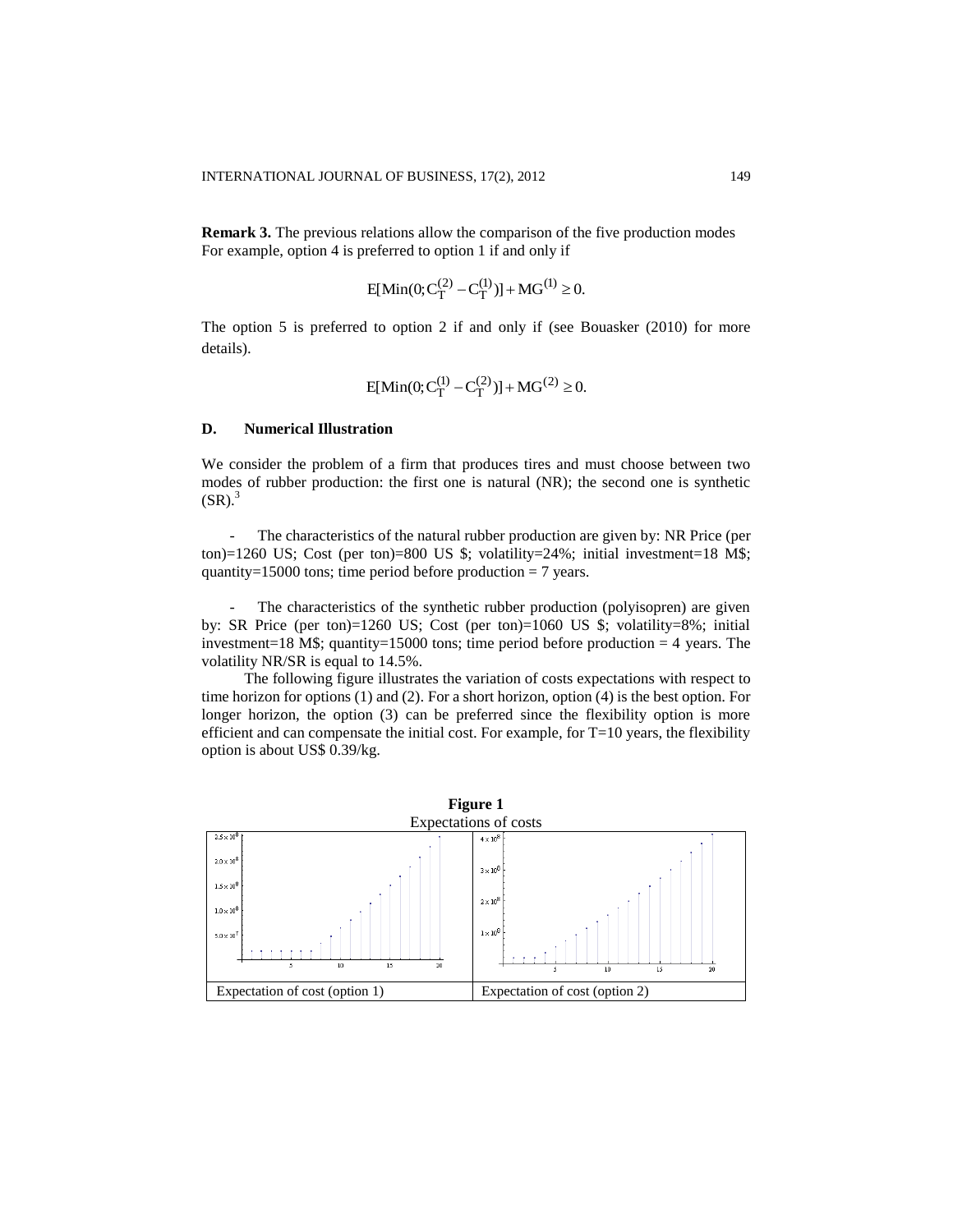**Remark 3.** The previous relations allow the comparison of the five production modes For example, option 4 is preferred to option 1 if and only if

$$E[\mathrm{Min}(0; C_T^{(2)} - C_T^{(1)})] + MG^{(1)} \geq 0.$$

The option 5 is preferred to option 2 if and only if (see Bouasker (2010) for more details).

$$E[\mathrm{Min}(0; C_T^{(1)} - C_T^{(2)})] + MG^{(2)} \geq 0.$$

### D. Numerical Illustration

We consider the problem of a firm that produces tires and must choose between two modes of rubber production: the first one is natural (NR); the second one is synthetic (SR).[3]

- The characteristics of the natural rubber production are given by: NR Price (per ton)=1260 US; Cost (per ton)=800 US $; volatility=24%; initial investment=18 M$; quantity=15000 tons; time period before production = 7 years.

- The characteristics of the synthetic rubber production (polyisopren) are given by: SR Price (per ton)=1260 US; Cost (per ton)=1060 US $; volatility=8%; initial investment=18 M$; quantity=15000 tons; time period before production = 4 years. The volatility NR/SR is equal to 14.5%.

The following figure illustrates the variation of costs expectations with respect to time horizon for options (1) and (2). For a short horizon, option (4) is the best option. For longer horizon, the option (3) can be preferred since the flexibility option is more efficient and can compensate the initial cost. For example, for T=10 years, the flexibility option is about US$ 0.39/kg.

**Figure 1**
Expectations of costs

| Expectation of cost (option 1) | Expectation of cost (option 2) |
|---|---|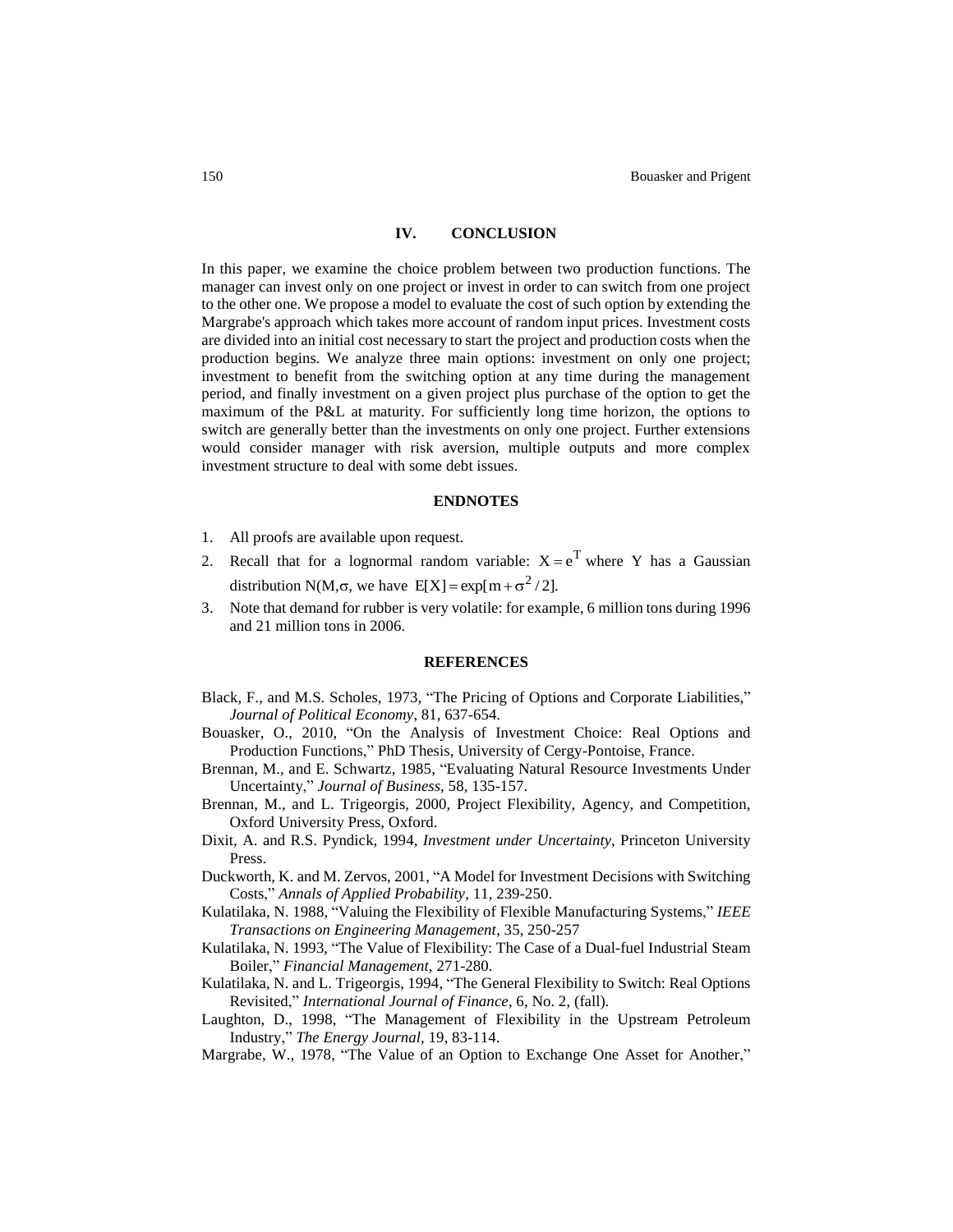## IV. CONCLUSION

In this paper, we examine the choice problem between two production functions. The manager can invest only on one project or invest in order to can switch from one project to the other one. We propose a model to evaluate the cost of such option by extending the Margrabe's approach which takes more account of random input prices. Investment costs are divided into an initial cost necessary to start the project and production costs when the production begins. We analyze three main options: investment on only one project; investment to benefit from the switching option at any time during the management period, and finally investment on a given project plus purchase of the option to get the maximum of the P&L at maturity. For sufficiently long time horizon, the options to switch are generally better than the investments on only one project. Further extensions would consider manager with risk aversion, multiple outputs and more complex investment structure to deal with some debt issues.

## ENDNOTES

1. All proofs are available upon request.
2. Recall that for a lognormal random variable: $X = e^T$ where Y has a Gaussian distribution N(M,σ, we have $E[X] = \exp[m + \sigma^2 / 2]$.
3. Note that demand for rubber is very volatile: for example, 6 million tons during 1996 and 21 million tons in 2006.

## REFERENCES

Black, F., and M.S. Scholes, 1973, "The Pricing of Options and Corporate Liabilities," *Journal of Political Economy*, 81, 637-654.

Bouasker, O., 2010, "On the Analysis of Investment Choice: Real Options and Production Functions," PhD Thesis, University of Cergy-Pontoise, France.

Brennan, M., and E. Schwartz, 1985, "Evaluating Natural Resource Investments Under Uncertainty," *Journal of Business*, 58, 135-157.

Brennan, M., and L. Trigeorgis, 2000, Project Flexibility, Agency, and Competition, Oxford University Press, Oxford.

Dixit, A. and R.S. Pyndick, 1994, *Investment under Uncertainty*, Princeton University Press.

Duckworth, K. and M. Zervos, 2001, "A Model for Investment Decisions with Switching Costs," *Annals of Applied Probability*, 11, 239-250.

Kulatilaka, N. 1988, "Valuing the Flexibility of Flexible Manufacturing Systems," *IEEE Transactions on Engineering Management*, 35, 250-257

Kulatilaka, N. 1993, "The Value of Flexibility: The Case of a Dual-fuel Industrial Steam Boiler," *Financial Management*, 271-280.

Kulatilaka, N. and L. Trigeorgis, 1994, "The General Flexibility to Switch: Real Options Revisited," *International Journal of Finance*, 6, No. 2, (fall).

Laughton, D., 1998, "The Management of Flexibility in the Upstream Petroleum Industry," *The Energy Journal*, 19, 83-114.

Margrabe, W., 1978, "The Value of an Option to Exchange One Asset for Another,"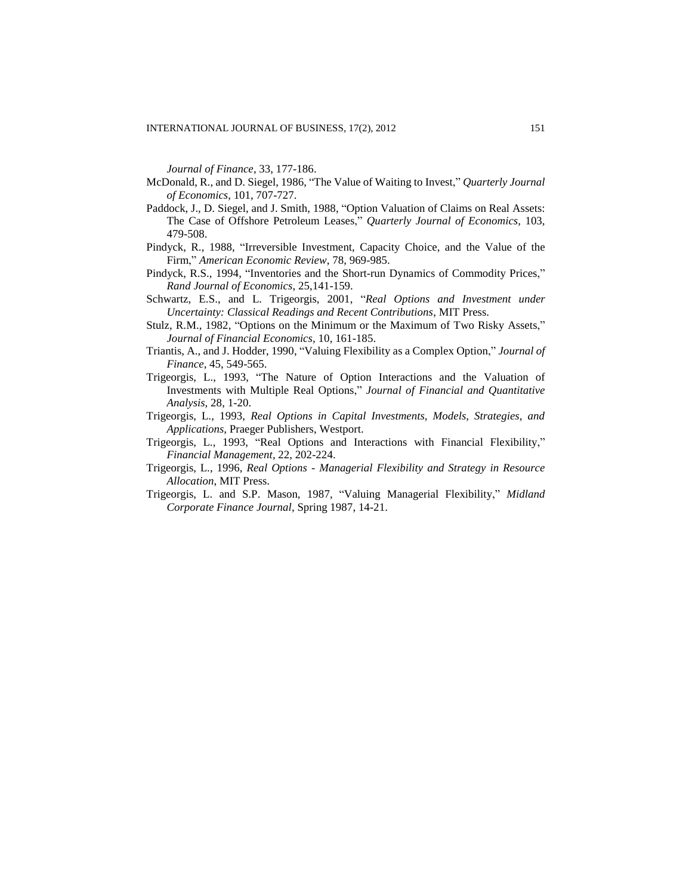*Journal of Finance*, 33, 177-186.

McDonald, R., and D. Siegel, 1986, "The Value of Waiting to Invest," *Quarterly Journal of Economics*, 101, 707-727.

Paddock, J., D. Siegel, and J. Smith, 1988, "Option Valuation of Claims on Real Assets: The Case of Offshore Petroleum Leases," *Quarterly Journal of Economics*, 103, 479-508.

Pindyck, R., 1988, "Irreversible Investment, Capacity Choice, and the Value of the Firm," *American Economic Review*, 78, 969-985.

Pindyck, R.S., 1994, "Inventories and the Short-run Dynamics of Commodity Prices," *Rand Journal of Economics*, 25,141-159.

Schwartz, E.S., and L. Trigeorgis, 2001, "*Real Options and Investment under Uncertainty: Classical Readings and Recent Contributions*, MIT Press.

Stulz, R.M., 1982, "Options on the Minimum or the Maximum of Two Risky Assets," *Journal of Financial Economics*, 10, 161-185.

Triantis, A., and J. Hodder, 1990, "Valuing Flexibility as a Complex Option," *Journal of Finance*, 45, 549-565.

Trigeorgis, L., 1993, "The Nature of Option Interactions and the Valuation of Investments with Multiple Real Options," *Journal of Financial and Quantitative Analysis*, 28, 1-20.

Trigeorgis, L., 1993, *Real Options in Capital Investments, Models, Strategies, and Applications*, Praeger Publishers, Westport.

Trigeorgis, L., 1993, "Real Options and Interactions with Financial Flexibility," *Financial Management*, 22, 202-224.

Trigeorgis, L., 1996, *Real Options - Managerial Flexibility and Strategy in Resource Allocation*, MIT Press.

Trigeorgis, L. and S.P. Mason, 1987, "Valuing Managerial Flexibility," *Midland Corporate Finance Journal*, Spring 1987, 14-21.